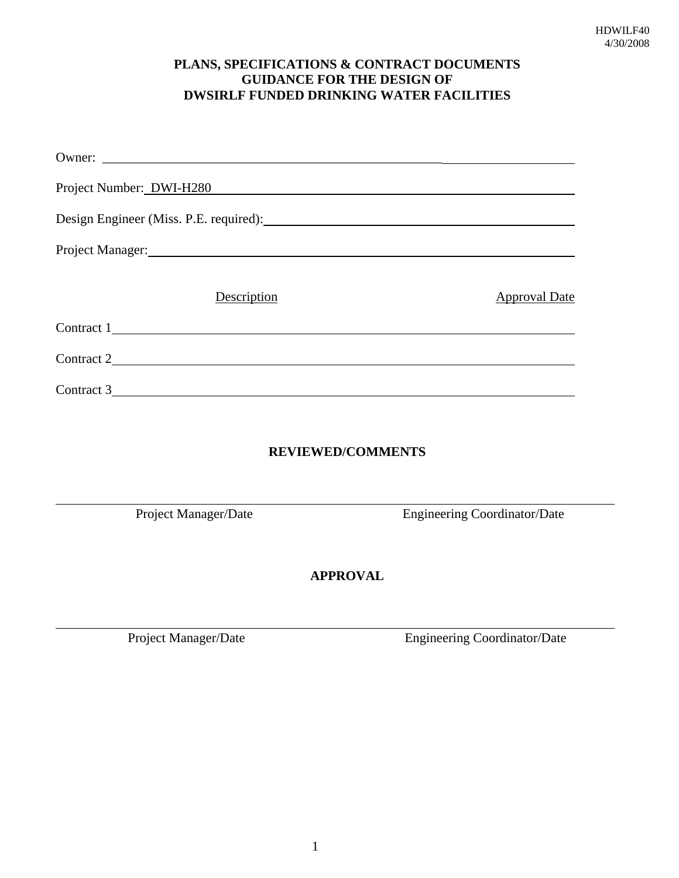HDWILF40
4/30/2008

# PLANS, SPECIFICATIONS & CONTRACT DOCUMENTS
# GUIDANCE FOR THE DESIGN OF
# DWSIRLF FUNDED DRINKING WATER FACILITIES

Owner: ____________________________________________________________

Project Number: DWI-H280 ______________________________________________

Design Engineer (Miss. P.E. required): ____________________________________

Project Manager: _______________________________________________________

| Description | Approval Date |
|---|---|
| Contract 1 ________________________________ | |
| Contract 2 ________________________________ | |
| Contract 3 ________________________________ | |

## REVIEWED/COMMENTS

______________________________________________________________________

Project Manager/Date          Engineering Coordinator/Date

## APPROVAL

______________________________________________________________________

Project Manager/Date          Engineering Coordinator/Date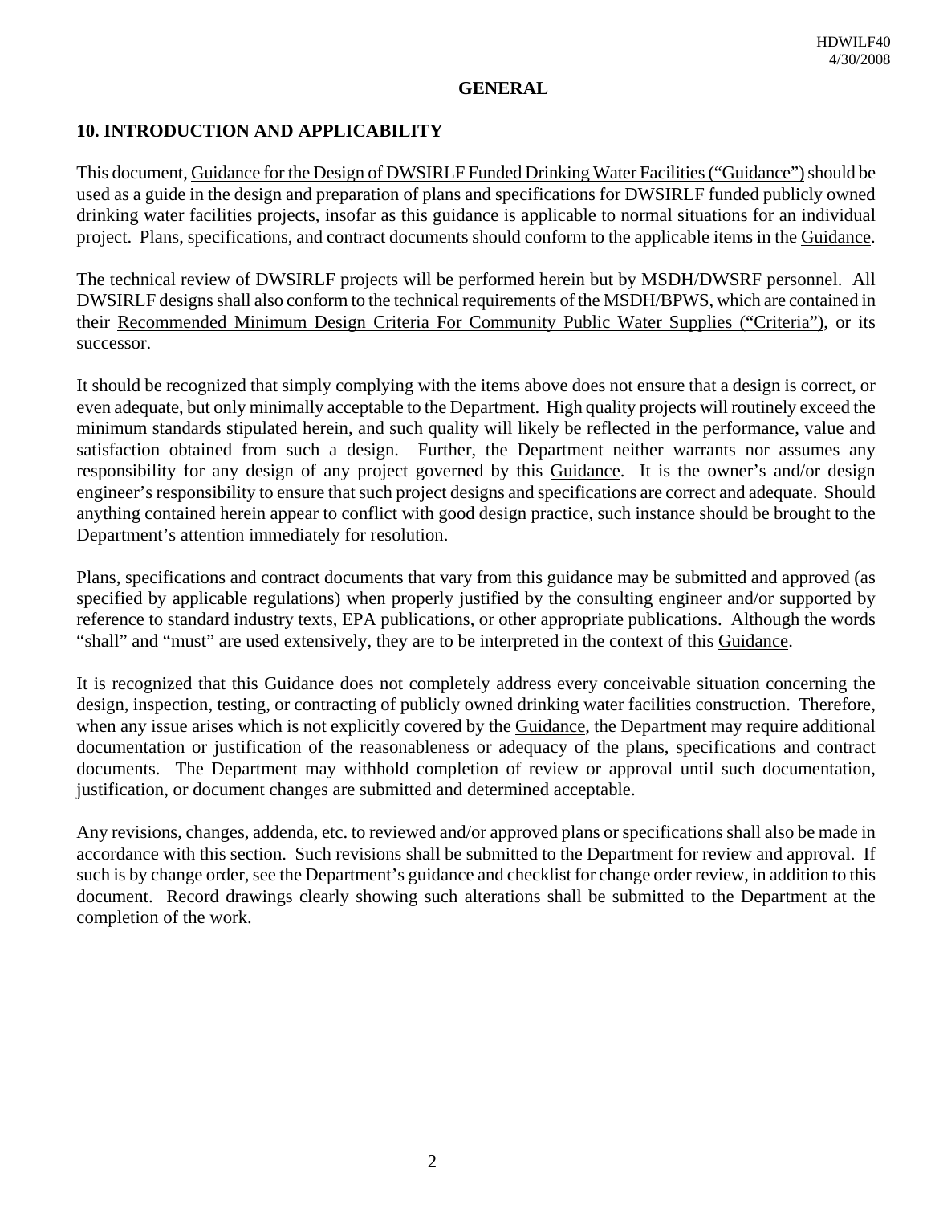## GENERAL

### 10. INTRODUCTION AND APPLICABILITY

This document, Guidance for the Design of DWSIRLF Funded Drinking Water Facilities ("Guidance") should be used as a guide in the design and preparation of plans and specifications for DWSIRLF funded publicly owned drinking water facilities projects, insofar as this guidance is applicable to normal situations for an individual project. Plans, specifications, and contract documents should conform to the applicable items in the Guidance.

The technical review of DWSIRLF projects will be performed herein but by MSDH/DWSRF personnel. All DWSIRLF designs shall also conform to the technical requirements of the MSDH/BPWS, which are contained in their Recommended Minimum Design Criteria For Community Public Water Supplies ("Criteria"), or its successor.

It should be recognized that simply complying with the items above does not ensure that a design is correct, or even adequate, but only minimally acceptable to the Department. High quality projects will routinely exceed the minimum standards stipulated herein, and such quality will likely be reflected in the performance, value and satisfaction obtained from such a design. Further, the Department neither warrants nor assumes any responsibility for any design of any project governed by this Guidance. It is the owner's and/or design engineer's responsibility to ensure that such project designs and specifications are correct and adequate. Should anything contained herein appear to conflict with good design practice, such instance should be brought to the Department's attention immediately for resolution.

Plans, specifications and contract documents that vary from this guidance may be submitted and approved (as specified by applicable regulations) when properly justified by the consulting engineer and/or supported by reference to standard industry texts, EPA publications, or other appropriate publications. Although the words "shall" and "must" are used extensively, they are to be interpreted in the context of this Guidance.

It is recognized that this Guidance does not completely address every conceivable situation concerning the design, inspection, testing, or contracting of publicly owned drinking water facilities construction. Therefore, when any issue arises which is not explicitly covered by the Guidance, the Department may require additional documentation or justification of the reasonableness or adequacy of the plans, specifications and contract documents. The Department may withhold completion of review or approval until such documentation, justification, or document changes are submitted and determined acceptable.

Any revisions, changes, addenda, etc. to reviewed and/or approved plans or specifications shall also be made in accordance with this section. Such revisions shall be submitted to the Department for review and approval. If such is by change order, see the Department's guidance and checklist for change order review, in addition to this document. Record drawings clearly showing such alterations shall be submitted to the Department at the completion of the work.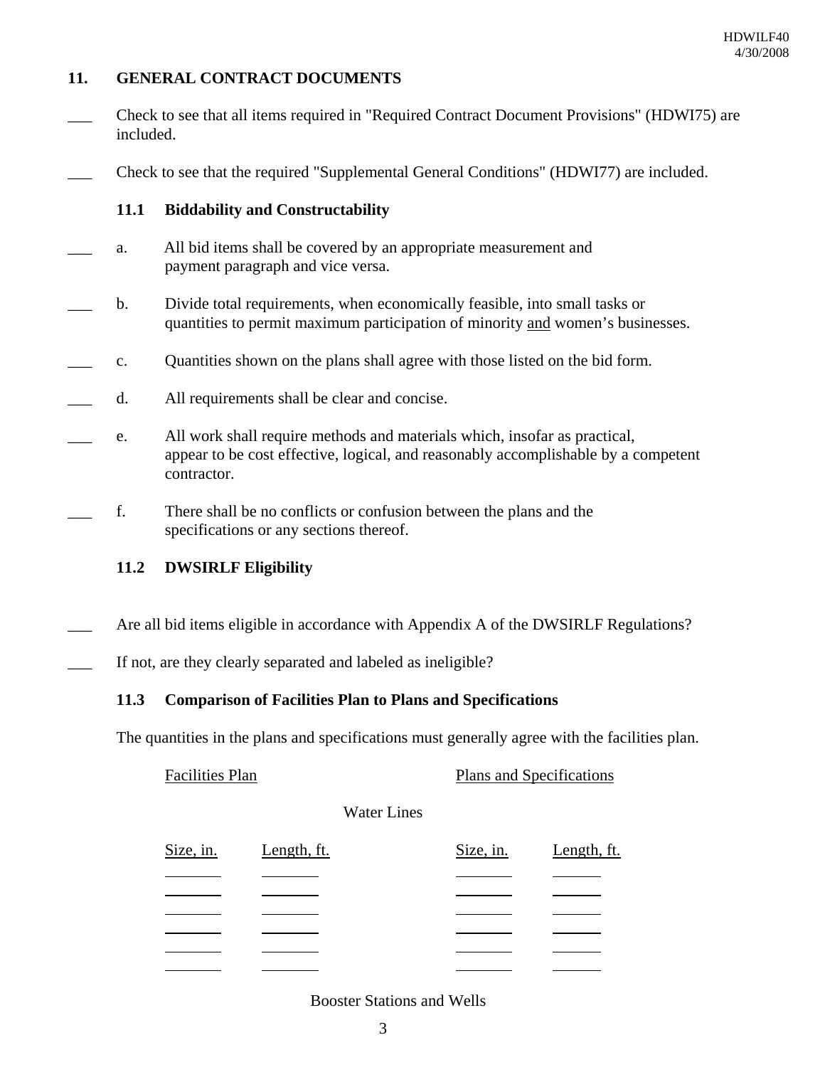## 11. GENERAL CONTRACT DOCUMENTS

___ Check to see that all items required in "Required Contract Document Provisions" (HDWI75) are included.

___ Check to see that the required "Supplemental General Conditions" (HDWI77) are included.

### 11.1 Biddability and Constructability

___ a. All bid items shall be covered by an appropriate measurement and payment paragraph and vice versa.

___ b. Divide total requirements, when economically feasible, into small tasks or quantities to permit maximum participation of minority <u>and</u> women's businesses.

___ c. Quantities shown on the plans shall agree with those listed on the bid form.

___ d. All requirements shall be clear and concise.

___ e. All work shall require methods and materials which, insofar as practical, appear to be cost effective, logical, and reasonably accomplishable by a competent contractor.

___ f. There shall be no conflicts or confusion between the plans and the specifications or any sections thereof.

### 11.2 DWSIRLF Eligibility

___ Are all bid items eligible in accordance with Appendix A of the DWSIRLF Regulations?

___ If not, are they clearly separated and labeled as ineligible?

### 11.3 Comparison of Facilities Plan to Plans and Specifications

The quantities in the plans and specifications must generally agree with the facilities plan.

Water Lines

| Facilities Plan | | Plans and Specifications | |
|---|---|---|---|
| Size, in. | Length, ft. | Size, in. | Length, ft. |
| | | | |
| | | | |
| | | | |
| | | | |
| | | | |
| | | | |

Booster Stations and Wells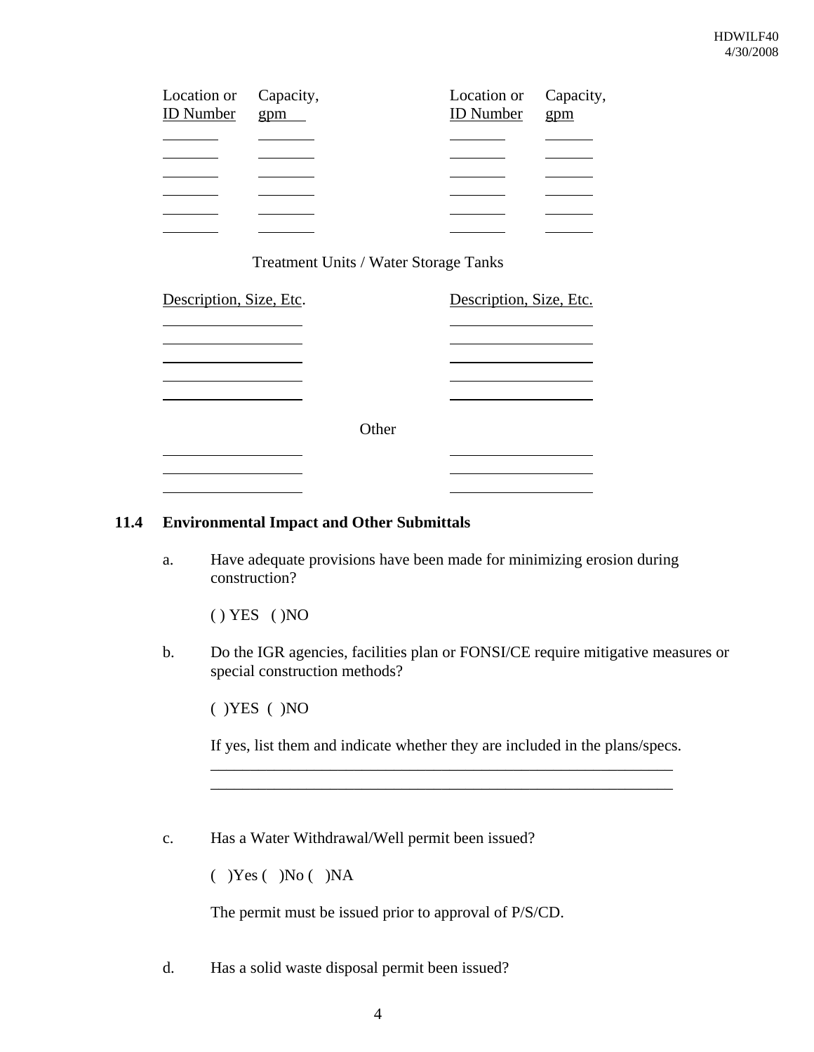| Location or ID Number | Capacity, gpm | Location or ID Number | Capacity, gpm |
|---|---|---|---|
| | | | |
| | | | |
| | | | |
| | | | |
| | | | |
| | | | |

Treatment Units / Water Storage Tanks

| Description, Size, Etc. | Description, Size, Etc. |
|---|---|
| | |
| | |
| | |
| | |
| | |

Other

| | |
|---|---|
| | |
| | |
| | |

## 11.4 Environmental Impact and Other Submittals

a. Have adequate provisions have been made for minimizing erosion during construction?

( ) YES ( )NO

b. Do the IGR agencies, facilities plan or FONSI/CE require mitigative measures or special construction methods?

( )YES ( )NO

If yes, list them and indicate whether they are included in the plans/specs.

_____________________________________________________________

_____________________________________________________________

c. Has a Water Withdrawal/Well permit been issued?

( )Yes ( )No ( )NA

The permit must be issued prior to approval of P/S/CD.

d. Has a solid waste disposal permit been issued?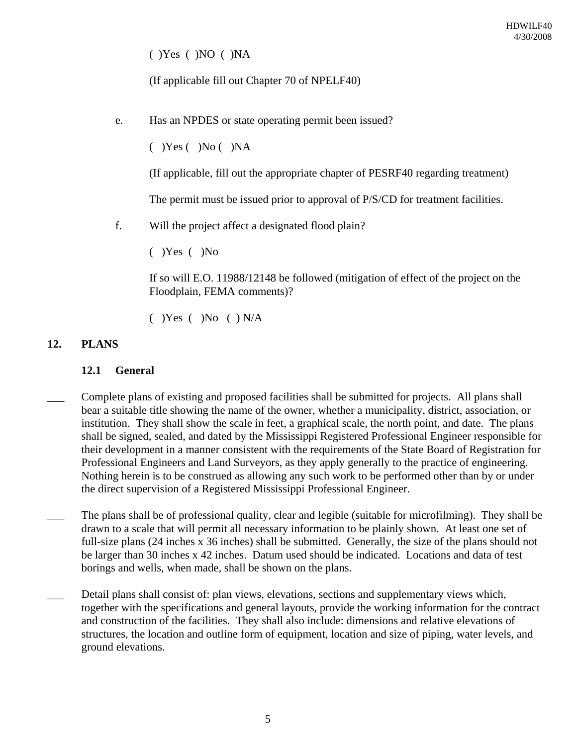( )Yes ( )NO ( )NA

(If applicable fill out Chapter 70 of NPELF40)

e. Has an NPDES or state operating permit been issued?

( )Yes ( )No ( )NA

(If applicable, fill out the appropriate chapter of PESRF40 regarding treatment)

The permit must be issued prior to approval of P/S/CD for treatment facilities.

f. Will the project affect a designated flood plain?

( )Yes ( )No

If so will E.O. 11988/12148 be followed (mitigation of effect of the project on the Floodplain, FEMA comments)?

( )Yes ( )No ( ) N/A

## 12. PLANS

### 12.1 General

___ Complete plans of existing and proposed facilities shall be submitted for projects. All plans shall bear a suitable title showing the name of the owner, whether a municipality, district, association, or institution. They shall show the scale in feet, a graphical scale, the north point, and date. The plans shall be signed, sealed, and dated by the Mississippi Registered Professional Engineer responsible for their development in a manner consistent with the requirements of the State Board of Registration for Professional Engineers and Land Surveyors, as they apply generally to the practice of engineering. Nothing herein is to be construed as allowing any such work to be performed other than by or under the direct supervision of a Registered Mississippi Professional Engineer.

___ The plans shall be of professional quality, clear and legible (suitable for microfilming). They shall be drawn to a scale that will permit all necessary information to be plainly shown. At least one set of full-size plans (24 inches x 36 inches) shall be submitted. Generally, the size of the plans should not be larger than 30 inches x 42 inches. Datum used should be indicated. Locations and data of test borings and wells, when made, shall be shown on the plans.

___ Detail plans shall consist of: plan views, elevations, sections and supplementary views which, together with the specifications and general layouts, provide the working information for the contract and construction of the facilities. They shall also include: dimensions and relative elevations of structures, the location and outline form of equipment, location and size of piping, water levels, and ground elevations.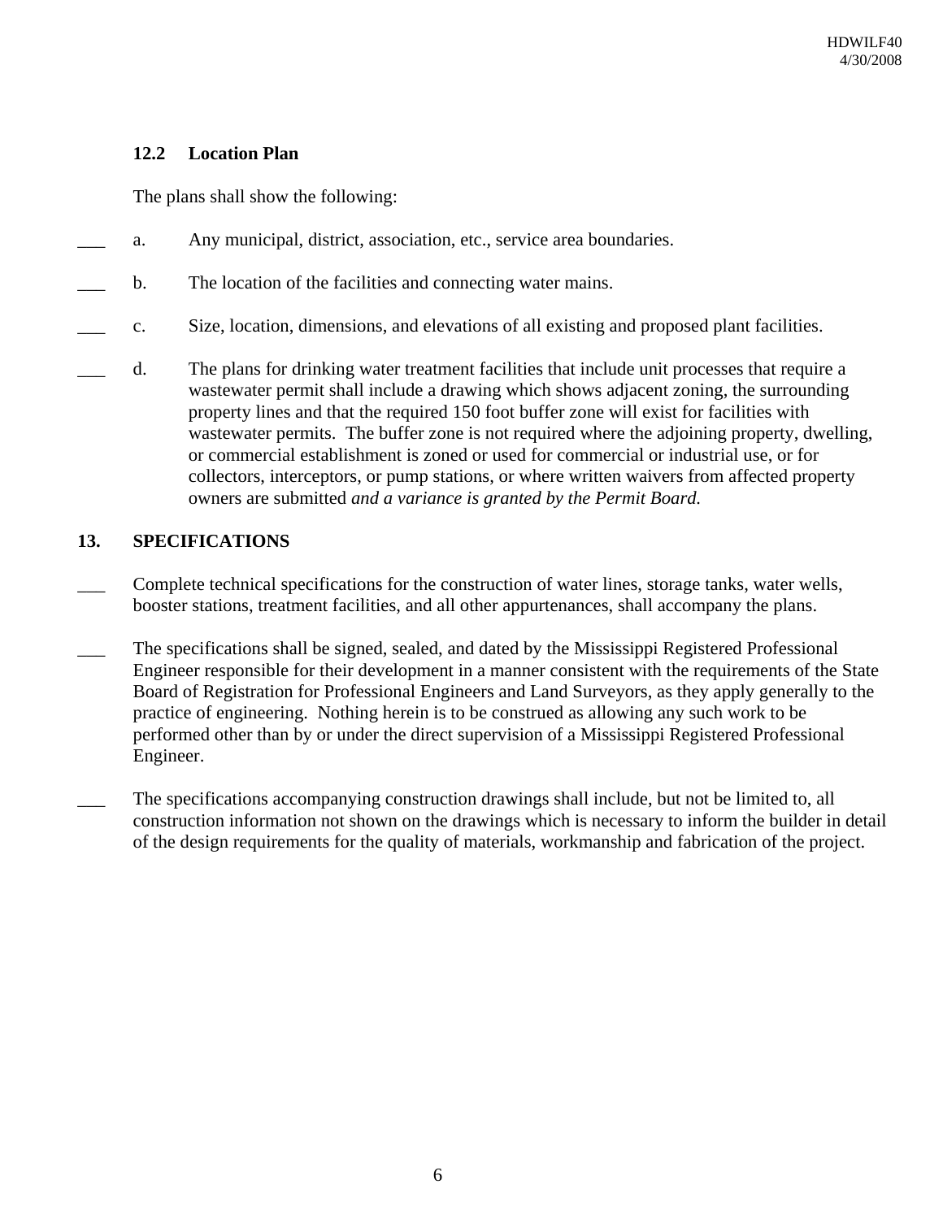### 12.2 Location Plan

The plans shall show the following:

___ a. Any municipal, district, association, etc., service area boundaries.

___ b. The location of the facilities and connecting water mains.

___ c. Size, location, dimensions, and elevations of all existing and proposed plant facilities.

___ d. The plans for drinking water treatment facilities that include unit processes that require a wastewater permit shall include a drawing which shows adjacent zoning, the surrounding property lines and that the required 150 foot buffer zone will exist for facilities with wastewater permits. The buffer zone is not required where the adjoining property, dwelling, or commercial establishment is zoned or used for commercial or industrial use, or for collectors, interceptors, or pump stations, or where written waivers from affected property owners are submitted *and a variance is granted by the Permit Board.*

## 13. SPECIFICATIONS

___ Complete technical specifications for the construction of water lines, storage tanks, water wells, booster stations, treatment facilities, and all other appurtenances, shall accompany the plans.

___ The specifications shall be signed, sealed, and dated by the Mississippi Registered Professional Engineer responsible for their development in a manner consistent with the requirements of the State Board of Registration for Professional Engineers and Land Surveyors, as they apply generally to the practice of engineering. Nothing herein is to be construed as allowing any such work to be performed other than by or under the direct supervision of a Mississippi Registered Professional Engineer.

___ The specifications accompanying construction drawings shall include, but not be limited to, all construction information not shown on the drawings which is necessary to inform the builder in detail of the design requirements for the quality of materials, workmanship and fabrication of the project.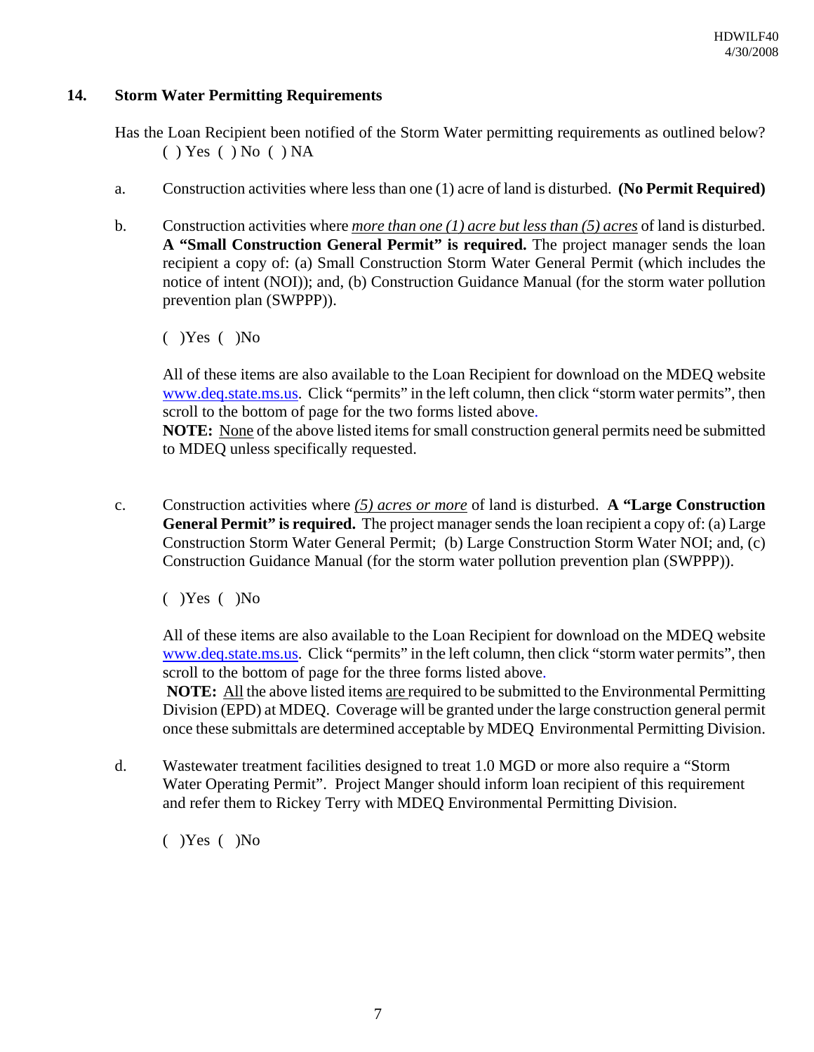## 14. Storm Water Permitting Requirements

Has the Loan Recipient been notified of the Storm Water permitting requirements as outlined below?
( ) Yes ( ) No ( ) NA

a. Construction activities where less than one (1) acre of land is disturbed. **(No Permit Required)**

b. Construction activities where ***more than one (1) acre but less than (5) acres*** of land is disturbed. **A "Small Construction General Permit" is required.** The project manager sends the loan recipient a copy of: (a) Small Construction Storm Water General Permit (which includes the notice of intent (NOI)); and, (b) Construction Guidance Manual (for the storm water pollution prevention plan (SWPPP)).

   ( )Yes ( )No

   All of these items are also available to the Loan Recipient for download on the MDEQ website www.deq.state.ms.us. Click "permits" in the left column, then click "storm water permits", then scroll to the bottom of page for the two forms listed above.
   **NOTE:** None of the above listed items for small construction general permits need be submitted to MDEQ unless specifically requested.

c. Construction activities where ***(5) acres or more*** of land is disturbed. **A "Large Construction General Permit" is required.** The project manager sends the loan recipient a copy of: (a) Large Construction Storm Water General Permit; (b) Large Construction Storm Water NOI; and, (c) Construction Guidance Manual (for the storm water pollution prevention plan (SWPPP)).

   ( )Yes ( )No

   All of these items are also available to the Loan Recipient for download on the MDEQ website www.deq.state.ms.us. Click "permits" in the left column, then click "storm water permits", then scroll to the bottom of page for the three forms listed above.
   **NOTE:** All the above listed items are required to be submitted to the Environmental Permitting Division (EPD) at MDEQ. Coverage will be granted under the large construction general permit once these submittals are determined acceptable by MDEQ Environmental Permitting Division.

d. Wastewater treatment facilities designed to treat 1.0 MGD or more also require a "Storm Water Operating Permit". Project Manger should inform loan recipient of this requirement and refer them to Rickey Terry with MDEQ Environmental Permitting Division.

   ( )Yes ( )No